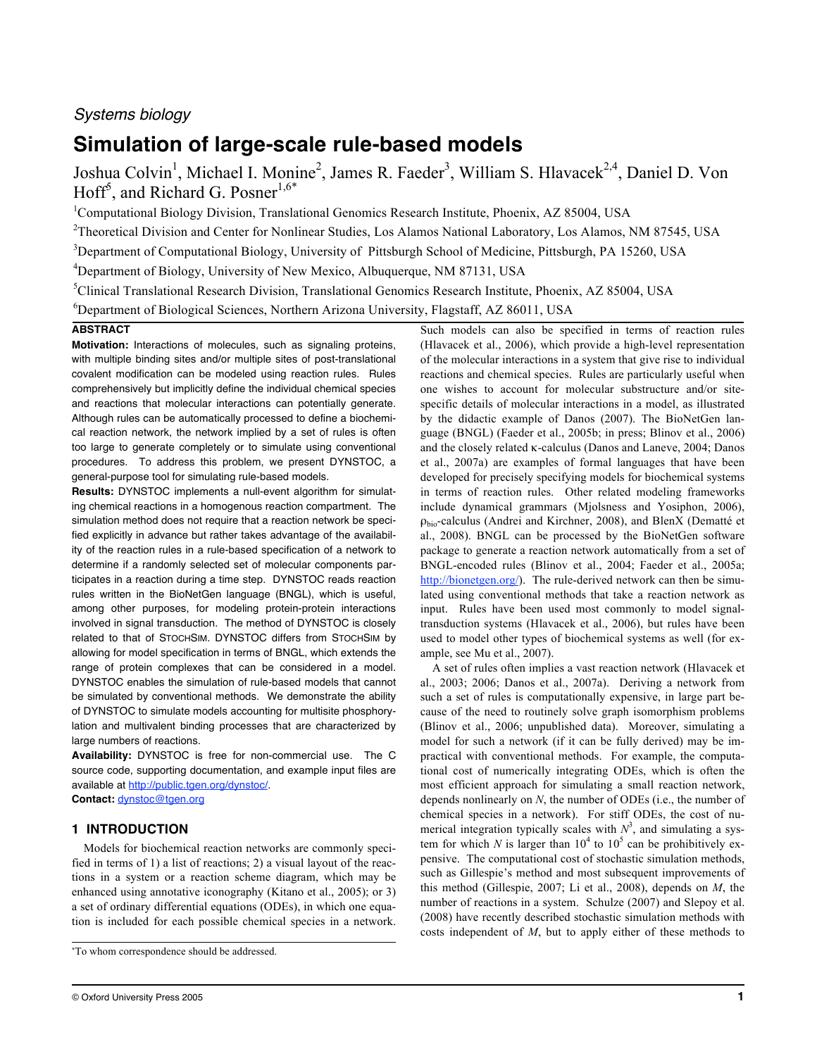Systems biology

# Simulation of large-scale rule-based models

Joshua Colvin[1], Michael I. Monine[2], James R. Faeder[3], William S. Hlavacek[2,4], Daniel D. Von Hoff[5], and Richard G. Posner[1,6*]

[1]Computational Biology Division, Translational Genomics Research Institute, Phoenix, AZ 85004, USA

[2]Theoretical Division and Center for Nonlinear Studies, Los Alamos National Laboratory, Los Alamos, NM 87545, USA

[3]Department of Computational Biology, University of Pittsburgh School of Medicine, Pittsburgh, PA 15260, USA

[4]Department of Biology, University of New Mexico, Albuquerque, NM 87131, USA

[5]Clinical Translational Research Division, Translational Genomics Research Institute, Phoenix, AZ 85004, USA

[6]Department of Biological Sciences, Northern Arizona University, Flagstaff, AZ 86011, USA

## ABSTRACT

**Motivation:** Interactions of molecules, such as signaling proteins, with multiple binding sites and/or multiple sites of post-translational covalent modification can be modeled using reaction rules. Rules comprehensively but implicitly define the individual chemical species and reactions that molecular interactions can potentially generate. Although rules can be automatically processed to define a biochemical reaction network, the network implied by a set of rules is often too large to generate completely or to simulate using conventional procedures. To address this problem, we present DYNSTOC, a general-purpose tool for simulating rule-based models.

**Results:** DYNSTOC implements a null-event algorithm for simulating chemical reactions in a homogenous reaction compartment. The simulation method does not require that a reaction network be specified explicitly in advance but rather takes advantage of the availability of the reaction rules in a rule-based specification of a network to determine if a randomly selected set of molecular components participates in a reaction during a time step. DYNSTOC reads reaction rules written in the BioNetGen language (BNGL), which is useful, among other purposes, for modeling protein-protein interactions involved in signal transduction. The method of DYNSTOC is closely related to that of STOCHSIM. DYNSTOC differs from STOCHSIM by allowing for model specification in terms of BNGL, which extends the range of protein complexes that can be considered in a model. DYNSTOC enables the simulation of rule-based models that cannot be simulated by conventional methods. We demonstrate the ability of DYNSTOC to simulate models accounting for multisite phosphorylation and multivalent binding processes that are characterized by large numbers of reactions.

**Availability:** DYNSTOC is free for non-commercial use. The C source code, supporting documentation, and example input files are available at http://public.tgen.org/dynstoc/.

**Contact:** dynstoc@tgen.org

## 1 INTRODUCTION

Models for biochemical reaction networks are commonly specified in terms of 1) a list of reactions; 2) a visual layout of the reactions in a system or a reaction scheme diagram, which may be enhanced using annotative iconography (Kitano et al., 2005); or 3) a set of ordinary differential equations (ODEs), in which one equation is included for each possible chemical species in a network. Such models can also be specified in terms of reaction rules (Hlavacek et al., 2006), which provide a high-level representation of the molecular interactions in a system that give rise to individual reactions and chemical species. Rules are particularly useful when one wishes to account for molecular substructure and/or site-specific details of molecular interactions in a model, as illustrated by the didactic example of Danos (2007). The BioNetGen language (BNGL) (Faeder et al., 2005b; in press; Blinov et al., 2006) and the closely related κ-calculus (Danos and Laneve, 2004; Danos et al., 2007a) are examples of formal languages that have been developed for precisely specifying models for biochemical systems in terms of reaction rules. Other related modeling frameworks include dynamical grammars (Mjolsness and Yosiphon, 2006), $\rho_{bio}$-calculus (Andrei and Kirchner, 2008), and BlenX (Dematté et al., 2008). BNGL can be processed by the BioNetGen software package to generate a reaction network automatically from a set of BNGL-encoded rules (Blinov et al., 2004; Faeder et al., 2005a; http://bionetgen.org/). The rule-derived network can then be simulated using conventional methods that take a reaction network as input. Rules have been used most commonly to model signal-transduction systems (Hlavacek et al., 2006), but rules have been used to model other types of biochemical systems as well (for example, see Mu et al., 2007).

A set of rules often implies a vast reaction network (Hlavacek et al., 2003; 2006; Danos et al., 2007a). Deriving a network from such a set of rules is computationally expensive, in large part because of the need to routinely solve graph isomorphism problems (Blinov et al., 2006; unpublished data). Moreover, simulating a model for such a network (if it can be fully derived) may be impractical with conventional methods. For example, the computational cost of numerically integrating ODEs, which is often the most efficient approach for simulating a small reaction network, depends nonlinearly on $N$, the number of ODEs (i.e., the number of chemical species in a network). For stiff ODEs, the cost of numerical integration typically scales with $N^3$, and simulating a system for which $N$ is larger than $10^4$ to $10^5$ can be prohibitively expensive. The computational cost of stochastic simulation methods, such as Gillespie's method and most subsequent improvements of this method (Gillespie, 2007; Li et al., 2008), depends on $M$, the number of reactions in a system. Schulze (2007) and Slepoy et al. (2008) have recently described stochastic simulation methods with costs independent of $M$, but to apply either of these methods to

*To whom correspondence should be addressed.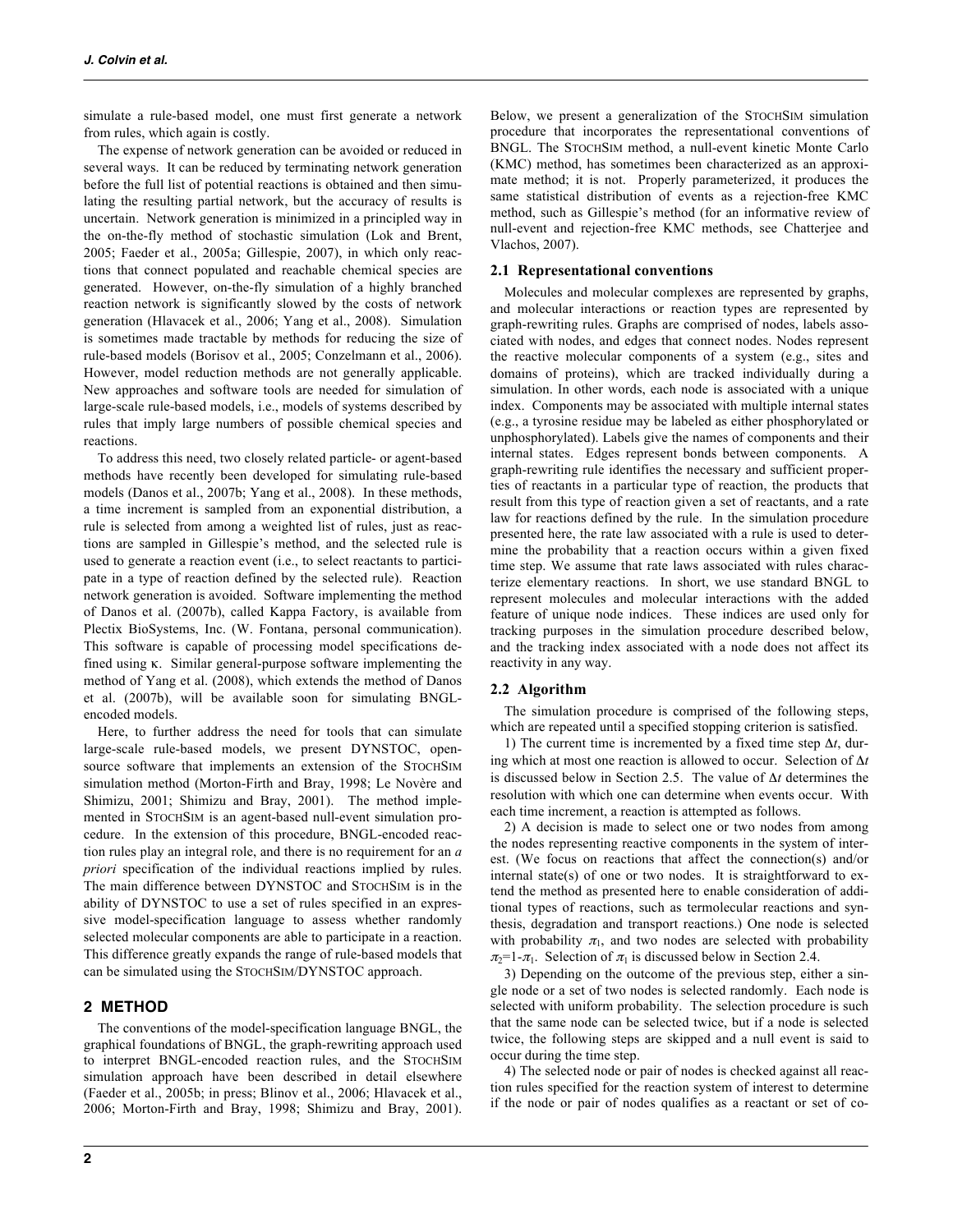simulate a rule-based model, one must first generate a network from rules, which again is costly.

The expense of network generation can be avoided or reduced in several ways. It can be reduced by terminating network generation before the full list of potential reactions is obtained and then simulating the resulting partial network, but the accuracy of results is uncertain. Network generation is minimized in a principled way in the on-the-fly method of stochastic simulation (Lok and Brent, 2005; Faeder et al., 2005a; Gillespie, 2007), in which only reactions that connect populated and reachable chemical species are generated. However, on-the-fly simulation of a highly branched reaction network is significantly slowed by the costs of network generation (Hlavacek et al., 2006; Yang et al., 2008). Simulation is sometimes made tractable by methods for reducing the size of rule-based models (Borisov et al., 2005; Conzelmann et al., 2006). However, model reduction methods are not generally applicable. New approaches and software tools are needed for simulation of large-scale rule-based models, i.e., models of systems described by rules that imply large numbers of possible chemical species and reactions.

To address this need, two closely related particle- or agent-based methods have recently been developed for simulating rule-based models (Danos et al., 2007b; Yang et al., 2008). In these methods, a time increment is sampled from an exponential distribution, a rule is selected from among a weighted list of rules, just as reactions are sampled in Gillespie's method, and the selected rule is used to generate a reaction event (i.e., to select reactants to participate in a type of reaction defined by the selected rule). Reaction network generation is avoided. Software implementing the method of Danos et al. (2007b), called Kappa Factory, is available from Plectix BioSystems, Inc. (W. Fontana, personal communication). This software is capable of processing model specifications defined using κ. Similar general-purpose software implementing the method of Yang et al. (2008), which extends the method of Danos et al. (2007b), will be available soon for simulating BNGL-encoded models.

Here, to further address the need for tools that can simulate large-scale rule-based models, we present DYNSTOC, open-source software that implements an extension of the StochSim simulation method (Morton-Firth and Bray, 1998; Le Novère and Shimizu, 2001; Shimizu and Bray, 2001). The method implemented in StochSim is an agent-based null-event simulation procedure. In the extension of this procedure, BNGL-encoded reaction rules play an integral role, and there is no requirement for an *a priori* specification of the individual reactions implied by rules. The main difference between DYNSTOC and StochSim is in the ability of DYNSTOC to use a set of rules specified in an expressive model-specification language to assess whether randomly selected molecular components are able to participate in a reaction. This difference greatly expands the range of rule-based models that can be simulated using the StochSim/DYNSTOC approach.

## 2 METHOD

The conventions of the model-specification language BNGL, the graphical foundations of BNGL, the graph-rewriting approach used to interpret BNGL-encoded reaction rules, and the StochSim simulation approach have been described in detail elsewhere (Faeder et al., 2005b; in press; Blinov et al., 2006; Hlavacek et al., 2006; Morton-Firth and Bray, 1998; Shimizu and Bray, 2001). Below, we present a generalization of the StochSim simulation procedure that incorporates the representational conventions of BNGL. The StochSim method, a null-event kinetic Monte Carlo (KMC) method, has sometimes been characterized as an approximate method; it is not. Properly parameterized, it produces the same statistical distribution of events as a rejection-free KMC method, such as Gillespie's method (for an informative review of null-event and rejection-free KMC methods, see Chatterjee and Vlachos, 2007).

### 2.1 Representational conventions

Molecules and molecular complexes are represented by graphs, and molecular interactions or reaction types are represented by graph-rewriting rules. Graphs are comprised of nodes, labels associated with nodes, and edges that connect nodes. Nodes represent the reactive molecular components of a system (e.g., sites and domains of proteins), which are tracked individually during a simulation. In other words, each node is associated with a unique index. Components may be associated with multiple internal states (e.g., a tyrosine residue may be labeled as either phosphorylated or unphosphorylated). Labels give the names of components and their internal states. Edges represent bonds between components. A graph-rewriting rule identifies the necessary and sufficient properties of reactants in a particular type of reaction, the products that result from this type of reaction given a set of reactants, and a rate law for reactions defined by the rule. In the simulation procedure presented here, the rate law associated with a rule is used to determine the probability that a reaction occurs within a given fixed time step. We assume that rate laws associated with rules characterize elementary reactions. In short, we use standard BNGL to represent molecules and molecular interactions with the added feature of unique node indices. These indices are used only for tracking purposes in the simulation procedure described below, and the tracking index associated with a node does not affect its reactivity in any way.

### 2.2 Algorithm

The simulation procedure is comprised of the following steps, which are repeated until a specified stopping criterion is satisfied.

1) The current time is incremented by a fixed time step $\Delta t$, during which at most one reaction is allowed to occur. Selection of $\Delta t$ is discussed below in Section 2.5. The value of $\Delta t$ determines the resolution with which one can determine when events occur. With each time increment, a reaction is attempted as follows.

2) A decision is made to select one or two nodes from among the nodes representing reactive components in the system of interest. (We focus on reactions that affect the connection(s) and/or internal state(s) of one or two nodes. It is straightforward to extend the method as presented here to enable consideration of additional types of reactions, such as termolecular reactions and synthesis, degradation and transport reactions.) One node is selected with probability $\pi_1$, and two nodes are selected with probability $\pi_2=1-\pi_1$. Selection of $\pi_1$ is discussed below in Section 2.4.

3) Depending on the outcome of the previous step, either a single node or a set of two nodes is selected randomly. Each node is selected with uniform probability. The selection procedure is such that the same node can be selected twice, but if a node is selected twice, the following steps are skipped and a null event is said to occur during the time step.

4) The selected node or pair of nodes is checked against all reaction rules specified for the reaction system of interest to determine if the node or pair of nodes qualifies as a reactant or set of co-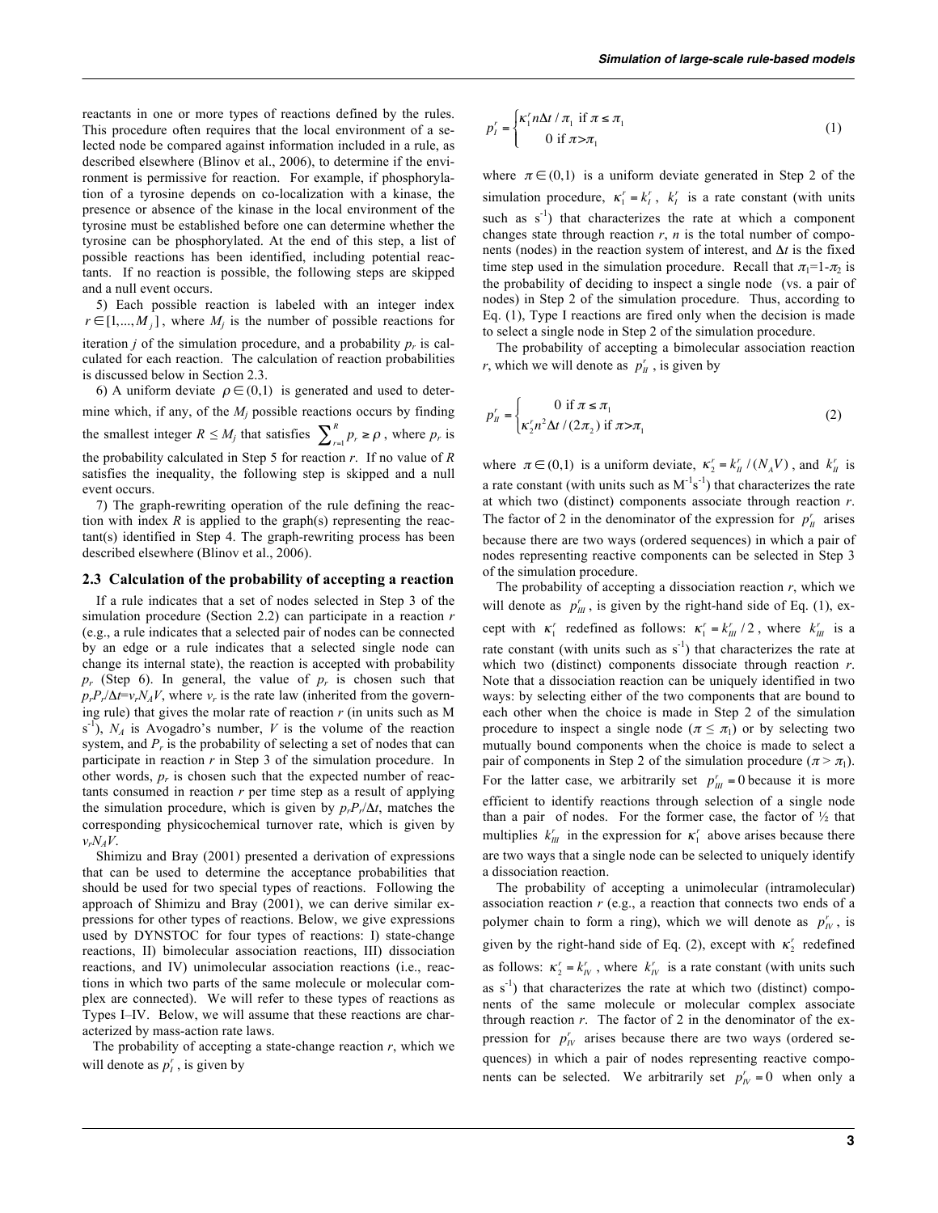reactants in one or more types of reactions defined by the rules. This procedure often requires that the local environment of a selected node be compared against information included in a rule, as described elsewhere (Blinov et al., 2006), to determine if the environment is permissive for reaction. For example, if phosphorylation of a tyrosine depends on co-localization with a kinase, the presence or absence of the kinase in the local environment of the tyrosine must be established before one can determine whether the tyrosine can be phosphorylated. At the end of this step, a list of possible reactions has been identified, including potential reactants. If no reaction is possible, the following steps are skipped and a null event occurs.

5) Each possible reaction is labeled with an integer index $r \in [1,...,M_j]$, where $M_j$ is the number of possible reactions for iteration $j$ of the simulation procedure, and a probability $p_r$ is calculated for each reaction. The calculation of reaction probabilities is discussed below in Section 2.3.

6) A uniform deviate $\rho \in (0,1)$ is generated and used to determine which, if any, of the $M_j$ possible reactions occurs by finding the smallest integer $R \leq M_j$ that satisfies $\sum_{r=1}^{R} p_r \geq \rho$, where $p_r$ is the probability calculated in Step 5 for reaction $r$. If no value of $R$ satisfies the inequality, the following step is skipped and a null event occurs.

7) The graph-rewriting operation of the rule defining the reaction with index $R$ is applied to the graph(s) representing the reactant(s) identified in Step 4. The graph-rewriting process has been described elsewhere (Blinov et al., 2006).

## 2.3 Calculation of the probability of accepting a reaction

If a rule indicates that a set of nodes selected in Step 3 of the simulation procedure (Section 2.2) can participate in a reaction $r$ (e.g., a rule indicates that a selected pair of nodes can be connected by an edge or a rule indicates that a selected single node can change its internal state), the reaction is accepted with probability $p_r$ (Step 6). In general, the value of $p_r$ is chosen such that $p_r P_r / \Delta t = v_r N_A V$, where $v_r$ is the rate law (inherited from the governing rule) that gives the molar rate of reaction $r$ (in units such as M s$^{-1}$), $N_A$ is Avogadro's number, $V$ is the volume of the reaction system, and $P_r$ is the probability of selecting a set of nodes that can participate in reaction $r$ in Step 3 of the simulation procedure. In other words, $p_r$ is chosen such that the expected number of reactants consumed in reaction $r$ per time step as a result of applying the simulation procedure, which is given by $p_r P_r / \Delta t$, matches the corresponding physicochemical turnover rate, which is given by $v_r N_A V$.

Shimizu and Bray (2001) presented a derivation of expressions that can be used to determine the acceptance probabilities that should be used for two special types of reactions. Following the approach of Shimizu and Bray (2001), we can derive similar expressions for other types of reactions. Below, we give expressions used by DYNSTOC for four types of reactions: I) state-change reactions, II) bimolecular association reactions, III) dissociation reactions, and IV) unimolecular association reactions (i.e., reactions in which two parts of the same molecule or molecular complex are connected). We will refer to these types of reactions as Types I–IV. Below, we will assume that these reactions are characterized by mass-action rate laws.

The probability of accepting a state-change reaction $r$, which we will denote as $p_I^r$, is given by

$$
p_I^r = \begin{cases} \kappa_1^r n \Delta t / \pi_1 & \text{if } \pi \leq \pi_1 \\ 0 & \text{if } \pi > \pi_1 \end{cases} \tag{1}
$$

where $\pi \in (0,1)$ is a uniform deviate generated in Step 2 of the simulation procedure, $\kappa_1^r = k_I^r$, $k_I^r$ is a rate constant (with units such as s$^{-1}$) that characterizes the rate at which a component changes state through reaction $r$, $n$ is the total number of components (nodes) in the reaction system of interest, and $\Delta t$ is the fixed time step used in the simulation procedure. Recall that $\pi_1 = 1 - \pi_2$ is the probability of deciding to inspect a single node (vs. a pair of nodes) in Step 2 of the simulation procedure. Thus, according to Eq. (1), Type I reactions are fired only when the decision is made to select a single node in Step 2 of the simulation procedure.

The probability of accepting a bimolecular association reaction $r$, which we will denote as $p_{II}^r$, is given by

$$
p_{II}^r = \begin{cases} 0 & \text{if } \pi \leq \pi_1 \\ \kappa_2^r n^2 \Delta t / (2\pi_2) & \text{if } \pi > \pi_1 \end{cases} \tag{2}
$$

where $\pi \in (0,1)$ is a uniform deviate, $\kappa_2^r = k_{II}^r / (N_A V)$, and $k_{II}^r$ is a rate constant (with units such as M$^{-1}$s$^{-1}$) that characterizes the rate at which two (distinct) components associate through reaction $r$. The factor of 2 in the denominator of the expression for $p_{II}^r$ arises because there are two ways (ordered sequences) in which a pair of nodes representing reactive components can be selected in Step 3 of the simulation procedure.

The probability of accepting a dissociation reaction $r$, which we will denote as $p_{III}^r$, is given by the right-hand side of Eq. (1), except with $\kappa_1^r$ redefined as follows: $\kappa_1^r = k_{III}^r / 2$, where $k_{III}^r$ is a rate constant (with units such as s$^{-1}$) that characterizes the rate at which two (distinct) components dissociate through reaction $r$. Note that a dissociation reaction can be uniquely identified in two ways: by selecting either of the two components that are bound to each other when the choice is made in Step 2 of the simulation procedure to inspect a single node ($\pi \leq \pi_1$) or by selecting two mutually bound components when the choice is made to select a pair of components in Step 2 of the simulation procedure ($\pi > \pi_1$). For the latter case, we arbitrarily set $p_{III}^r = 0$ because it is more efficient to identify reactions through selection of a single node than a pair of nodes. For the former case, the factor of ½ that multiplies $k_{III}^r$ in the expression for $\kappa_1^r$ above arises because there are two ways that a single node can be selected to uniquely identify a dissociation reaction.

The probability of accepting a unimolecular (intramolecular) association reaction $r$ (e.g., a reaction that connects two ends of a polymer chain to form a ring), which we will denote as $p_{IV}^r$, is given by the right-hand side of Eq. (2), except with $\kappa_2^r$ redefined as follows: $\kappa_2^r = k_{IV}^r$, where $k_{IV}^r$ is a rate constant (with units such as s$^{-1}$) that characterizes the rate at which two (distinct) components of the same molecule or molecular complex associate through reaction $r$. The factor of 2 in the denominator of the expression for $p_{IV}^r$ arises because there are two ways (ordered sequences) in which a pair of nodes representing reactive components can be selected. We arbitrarily set $p_{IV}^r = 0$ when only a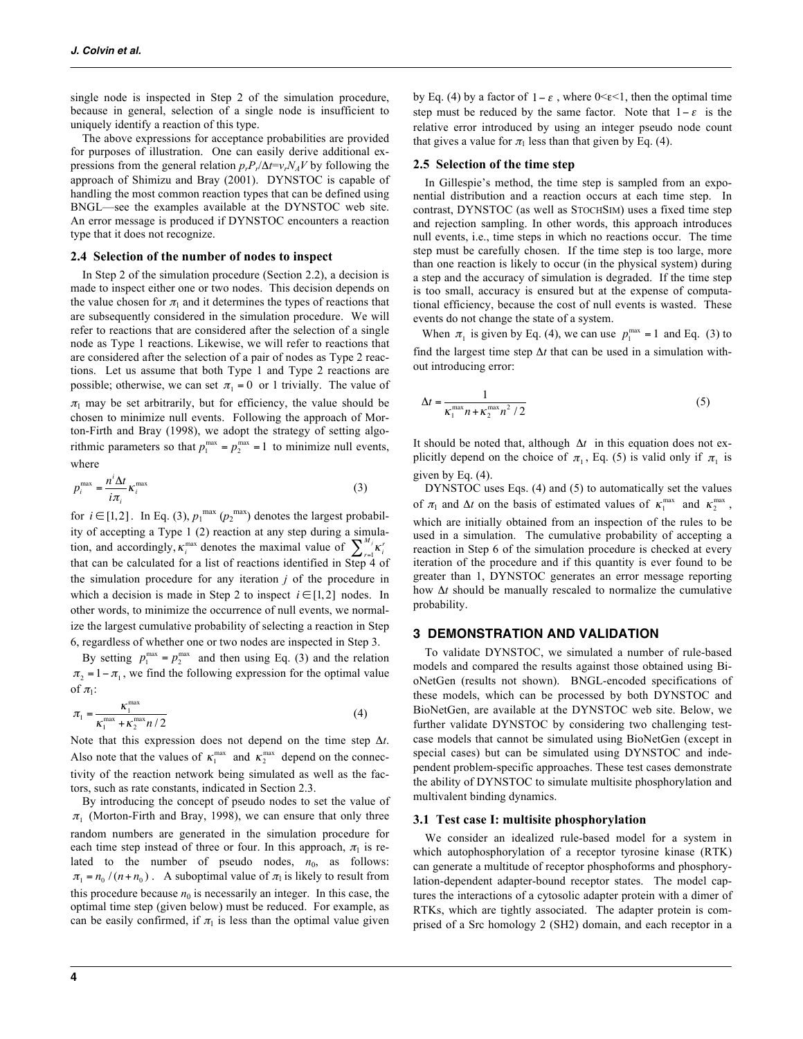single node is inspected in Step 2 of the simulation procedure, because in general, selection of a single node is insufficient to uniquely identify a reaction of this type.

The above expressions for acceptance probabilities are provided for purposes of illustration. One can easily derive additional expressions from the general relation $p_r P_r/\Delta t = v_r N_A V$ by following the approach of Shimizu and Bray (2001). DYNSTOC is capable of handling the most common reaction types that can be defined using BNGL—see the examples available at the DYNSTOC web site. An error message is produced if DYNSTOC encounters a reaction type that it does not recognize.

### 2.4 Selection of the number of nodes to inspect

In Step 2 of the simulation procedure (Section 2.2), a decision is made to inspect either one or two nodes. This decision depends on the value chosen for $\pi_1$ and it determines the types of reactions that are subsequently considered in the simulation procedure. We will refer to reactions that are considered after the selection of a single node as Type 1 reactions. Likewise, we will refer to reactions that are considered after the selection of a pair of nodes as Type 2 reactions. Let us assume that both Type 1 and Type 2 reactions are possible; otherwise, we can set $\pi_1 = 0$ or 1 trivially. The value of $\pi_1$ may be set arbitrarily, but for efficiency, the value should be chosen to minimize null events. Following the approach of Morton-Firth and Bray (1998), we adopt the strategy of setting algorithmic parameters so that $p_1^{\max} = p_2^{\max} = 1$ to minimize null events, where

$$p_i^{\max} = \frac{n^i \Delta t}{i \pi_i} \kappa_i^{\max} \tag{3}$$

for $i \in [1,2]$. In Eq. (3), $p_1^{\max}$ ($p_2^{\max}$) denotes the largest probability of accepting a Type 1 (2) reaction at any step during a simulation, and accordingly, $\kappa_i^{\max}$ denotes the maximal value of $\sum_{r=1}^{M_j} \kappa_i^r$ that can be calculated for a list of reactions identified in Step 4 of the simulation procedure for any iteration $j$ of the procedure in which a decision is made in Step 2 to inspect $i \in [1,2]$ nodes. In other words, to minimize the occurrence of null events, we normalize the largest cumulative probability of selecting a reaction in Step 6, regardless of whether one or two nodes are inspected in Step 3.

By setting $p_1^{\max} = p_2^{\max}$ and then using Eq. (3) and the relation $\pi_2 = 1 - \pi_1$, we find the following expression for the optimal value of $\pi_1$:

$$\pi_1 = \frac{\kappa_1^{\max}}{\kappa_1^{\max} + \kappa_2^{\max} n/2} \tag{4}$$

Note that this expression does not depend on the time step $\Delta t$. Also note that the values of $\kappa_1^{\max}$ and $\kappa_2^{\max}$ depend on the connectivity of the reaction network being simulated as well as the factors, such as rate constants, indicated in Section 2.3.

By introducing the concept of pseudo nodes to set the value of $\pi_1$ (Morton-Firth and Bray, 1998), we can ensure that only three random numbers are generated in the simulation procedure for each time step instead of three or four. In this approach, $\pi_1$ is related to the number of pseudo nodes, $n_0$, as follows: $\pi_1 = n_0/(n+n_0)$. A suboptimal value of $\pi_1$ is likely to result from this procedure because $n_0$ is necessarily an integer. In this case, the optimal time step (given below) must be reduced. For example, as can be easily confirmed, if $\pi_1$ is less than the optimal value given by Eq. (4) by a factor of $1-\varepsilon$, where $0<\varepsilon<1$, then the optimal time step must be reduced by the same factor. Note that $1-\varepsilon$ is the relative error introduced by using an integer pseudo node count that gives a value for $\pi_1$ less than that given by Eq. (4).

### 2.5 Selection of the time step

In Gillespie's method, the time step is sampled from an exponential distribution and a reaction occurs at each time step. In contrast, DYNSTOC (as well as STOCHSIM) uses a fixed time step and rejection sampling. In other words, this approach introduces null events, i.e., time steps in which no reactions occur. The time step must be carefully chosen. If the time step is too large, more than one reaction is likely to occur (in the physical system) during a step and the accuracy of simulation is degraded. If the time step is too small, accuracy is ensured but at the expense of computational efficiency, because the cost of null events is wasted. These events do not change the state of a system.

When $\pi_1$ is given by Eq. (4), we can use $p_1^{\max} = 1$ and Eq. (3) to find the largest time step $\Delta t$ that can be used in a simulation without introducing error:

$$\Delta t = \frac{1}{\kappa_1^{\max} n + \kappa_2^{\max} n^2/2} \tag{5}$$

It should be noted that, although $\Delta t$ in this equation does not explicitly depend on the choice of $\pi_1$, Eq. (5) is valid only if $\pi_1$ is given by Eq. (4).

DYNSTOC uses Eqs. (4) and (5) to automatically set the values of $\pi_1$ and $\Delta t$ on the basis of estimated values of $\kappa_1^{\max}$ and $\kappa_2^{\max}$, which are initially obtained from an inspection of the rules to be used in a simulation. The cumulative probability of accepting a reaction in Step 6 of the simulation procedure is checked at every iteration of the procedure and if this quantity is ever found to be greater than 1, DYNSTOC generates an error message reporting how $\Delta t$ should be manually rescaled to normalize the cumulative probability.

## 3 DEMONSTRATION AND VALIDATION

To validate DYNSTOC, we simulated a number of rule-based models and compared the results against those obtained using BioNetGen (results not shown). BNGL-encoded specifications of these models, which can be processed by both DYNSTOC and BioNetGen, are available at the DYNSTOC web site. Below, we further validate DYNSTOC by considering two challenging test-case models that cannot be simulated using BioNetGen (except in special cases) but can be simulated using DYNSTOC and independent problem-specific approaches. These test cases demonstrate the ability of DYNSTOC to simulate multisite phosphorylation and multivalent binding dynamics.

### 3.1 Test case I: multisite phosphorylation

We consider an idealized rule-based model for a system in which autophosphorylation of a receptor tyrosine kinase (RTK) can generate a multitude of receptor phosphoforms and phosphorylation-dependent adapter-bound receptor states. The model captures the interactions of a cytosolic adapter protein with a dimer of RTKs, which are tightly associated. The adapter protein is comprised of a Src homology 2 (SH2) domain, and each receptor in a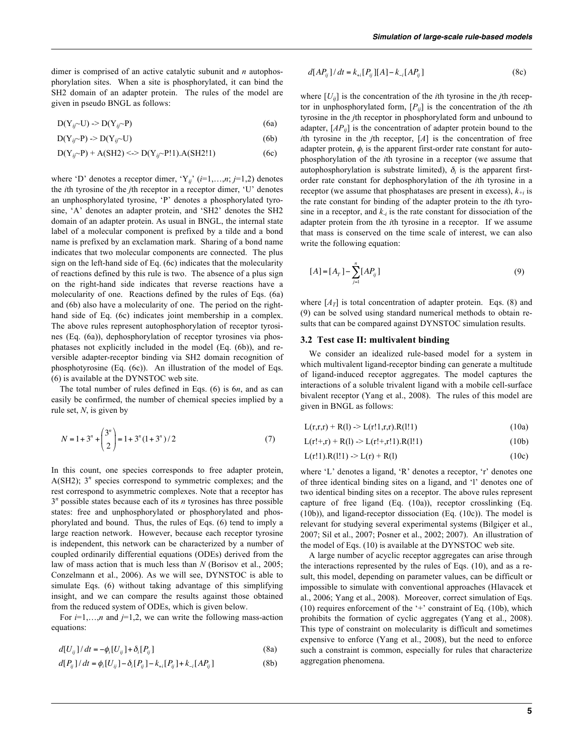dimer is comprised of an active catalytic subunit and *n* autophosphorylation sites. When a site is phosphorylated, it can bind the SH2 domain of an adapter protein. The rules of the model are given in pseudo BNGL as follows:

$$\text{D(Y}_{ij}\text{\textasciitilde U) -> D(Y}_{ij}\text{\textasciitilde P)} \tag{6a}$$

$$\text{D(Y}_{ij}\text{\textasciitilde P) -> D(Y}_{ij}\text{\textasciitilde U)} \tag{6b}$$

$$\text{D(Y}_{ij}\text{\textasciitilde P) + A(SH2) <-> D(Y}_{ij}\text{\textasciitilde P!1).A(SH2!1)} \tag{6c}$$

where 'D' denotes a receptor dimer, '$Y_{ij}$' ($i$=1,…,$n$; $j$=1,2) denotes the $i$th tyrosine of the $j$th receptor in a receptor dimer, 'U' denotes an unphosphorylated tyrosine, 'P' denotes a phosphorylated tyrosine, 'A' denotes an adapter protein, and 'SH2' denotes the SH2 domain of an adapter protein. As usual in BNGL, the internal state label of a molecular component is prefixed by a tilde and a bond name is prefixed by an exclamation mark. Sharing of a bond name indicates that two molecular components are connected. The plus sign on the left-hand side of Eq. (6c) indicates that the molecularity of reactions defined by this rule is two. The absence of a plus sign on the right-hand side indicates that reverse reactions have a molecularity of one. Reactions defined by the rules of Eqs. (6a) and (6b) also have a molecularity of one. The period on the right-hand side of Eq. (6c) indicates joint membership in a complex. The above rules represent autophosphorylation of receptor tyrosines (Eq. (6a)), dephosphorylation of receptor tyrosines via phosphatases not explicitly included in the model (Eq. (6b)), and reversible adapter-receptor binding via SH2 domain recognition of phosphotyrosine (Eq. (6c)). An illustration of the model of Eqs. (6) is available at the DYNSTOC web site.

The total number of rules defined in Eqs. (6) is $6n$, and as can easily be confirmed, the number of chemical species implied by a rule set, $N$, is given by

$$N = 1 + 3^n + \binom{3^n}{2} = 1 + 3^n(1 + 3^n)/2 \tag{7}$$

In this count, one species corresponds to free adapter protein, A(SH2); $3^n$ species correspond to symmetric complexes; and the rest correspond to asymmetric complexes. Note that a receptor has $3^n$ possible states because each of its $n$ tyrosines has three possible states: free and unphosphorylated or phosphorylated and phosphorylated and bound. Thus, the rules of Eqs. (6) tend to imply a large reaction network. However, because each receptor tyrosine is independent, this network can be characterized by a number of coupled ordinarily differential equations (ODEs) derived from the law of mass action that is much less than $N$ (Borisov et al., 2005; Conzelmann et al., 2006). As we will see, DYNSTOC is able to simulate Eqs. (6) without taking advantage of this simplifying insight, and we can compare the results against those obtained from the reduced system of ODEs, which is given below.

For $i$=1,…,$n$ and $j$=1,2, we can write the following mass-action equations:

$$d[U_{ij}]/dt = -\phi_i[U_{ij}] + \delta_i[P_{ij}] \tag{8a}$$

$$d[P_{ij}]/dt = \phi_i[U_{ij}] - \delta_i[P_{ij}] - k_{+i}[P_{ij}] + k_{-i}[AP_{ij}] \tag{8b}$$

$$d[AP_{ij}]/dt = k_{+i}[P_{ij}][A] - k_{-i}[AP_{ij}] \tag{8c}$$

where $[U_{ij}]$ is the concentration of the $i$th tyrosine in the $j$th receptor in unphosphorylated form, $[P_{ij}]$ is the concentration of the $i$th tyrosine in the $j$th receptor in phosphorylated form and unbound to adapter, $[AP_{ij}]$ is the concentration of adapter protein bound to the $i$th tyrosine in the $j$th receptor, $[A]$ is the concentration of free adapter protein, $\phi_i$ is the apparent first-order rate constant for autophosphorylation of the $i$th tyrosine in a receptor (we assume that autophosphorylation is substrate limited), $\delta_i$ is the apparent first-order rate constant for dephosphorylation of the $i$th tyrosine in a receptor (we assume that phosphatases are present in excess), $k_{+i}$ is the rate constant for binding of the adapter protein to the $i$th tyrosine in a receptor, and $k_{-i}$ is the rate constant for dissociation of the adapter protein from the $i$th tyrosine in a receptor. If we assume that mass is conserved on the time scale of interest, we can also write the following equation:

$$[A] = [A_T] - \sum_{j=1}^{n}[AP_{ij}] \tag{9}$$

where $[A_T]$ is total concentration of adapter protein. Eqs. (8) and (9) can be solved using standard numerical methods to obtain results that can be compared against DYNSTOC simulation results.

### 3.2 Test case II: multivalent binding

We consider an idealized rule-based model for a system in which multivalent ligand-receptor binding can generate a multitude of ligand-induced receptor aggregates. The model captures the interactions of a soluble trivalent ligand with a mobile cell-surface bivalent receptor (Yang et al., 2008). The rules of this model are given in BNGL as follows:

```
L(r,r,r) + R(l) -> L(r!1,r,r).R(l!1)      (10a)
L(r!+,r) + R(l) -> L(r!+,r!1).R(l!1)      (10b)
L(r!1).R(l!1) -> L(r) + R(l)              (10c)
```

where 'L' denotes a ligand, 'R' denotes a receptor, 'r' denotes one of three identical binding sites on a ligand, and 'l' denotes one of two identical binding sites on a receptor. The above rules represent capture of free ligand (Eq. (10a)), receptor crosslinking (Eq. (10b)), and ligand-receptor dissociation (Eq. (10c)). The model is relevant for studying several experimental systems (Bilgiçer et al., 2007; Sil et al., 2007; Posner et al., 2002; 2007). An illustration of the model of Eqs. (10) is available at the DYNSTOC web site.

A large number of acyclic receptor aggregates can arise through the interactions represented by the rules of Eqs. (10), and as a result, this model, depending on parameter values, can be difficult or impossible to simulate with conventional approaches (Hlavacek et al., 2006; Yang et al., 2008). Moreover, correct simulation of Eqs. (10) requires enforcement of the '+' constraint of Eq. (10b), which prohibits the formation of cyclic aggregates (Yang et al., 2008). This type of constraint on molecularity is difficult and sometimes expensive to enforce (Yang et al., 2008), but the need to enforce such a constraint is common, especially for rules that characterize aggregation phenomena.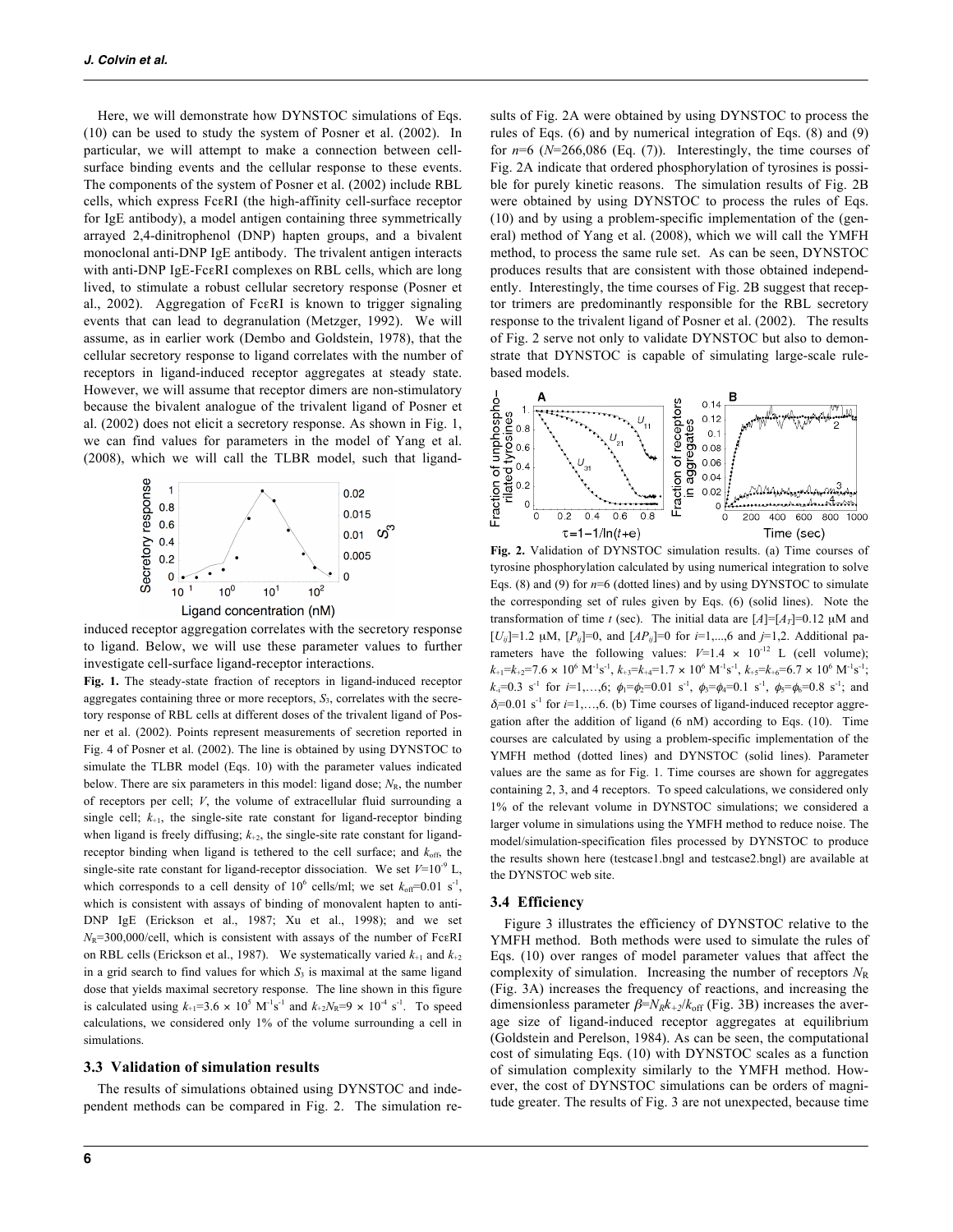Here, we will demonstrate how DYNSTOC simulations of Eqs. (10) can be used to study the system of Posner et al. (2002). In particular, we will attempt to make a connection between cell-surface binding events and the cellular response to these events. The components of the system of Posner et al. (2002) include RBL cells, which express FcεRI (the high-affinity cell-surface receptor for IgE antibody), a model antigen containing three symmetrically arrayed 2,4-dinitrophenol (DNP) hapten groups, and a bivalent monoclonal anti-DNP IgE antibody. The trivalent antigen interacts with anti-DNP IgE-FcεRI complexes on RBL cells, which are long lived, to stimulate a robust cellular secretory response (Posner et al., 2002). Aggregation of FcεRI is known to trigger signaling events that can lead to degranulation (Metzger, 1992). We will assume, as in earlier work (Dembo and Goldstein, 1978), that the cellular secretory response to ligand correlates with the number of receptors in ligand-induced receptor aggregates at steady state. However, we will assume that receptor dimers are non-stimulatory because the bivalent analogue of the trivalent ligand of Posner et al. (2002) does not elicit a secretory response. As shown in Fig. 1, we can find values for parameters in the model of Yang et al. (2008), which we will call the TLBR model, such that ligand-induced receptor aggregation correlates with the secretory response to ligand. Below, we will use these parameter values to further investigate cell-surface ligand-receptor interactions.

**Fig. 1.** The steady-state fraction of receptors in ligand-induced receptor aggregates containing three or more receptors, $S_3$, correlates with the secretory response of RBL cells at different doses of the trivalent ligand of Posner et al. (2002). Points represent measurements of secretion reported in Fig. 4 of Posner et al. (2002). The line is obtained by using DYNSTOC to simulate the TLBR model (Eqs. 10) with the parameter values indicated below. There are six parameters in this model: ligand dose; $N_R$, the number of receptors per cell; $V$, the volume of extracellular fluid surrounding a single cell; $k_{+1}$, the single-site rate constant for ligand-receptor binding when ligand is freely diffusing; $k_{+2}$, the single-site rate constant for ligand-receptor binding when ligand is tethered to the cell surface; and $k_{\text{off}}$, the single-site rate constant for ligand-receptor dissociation. We set $V=10^{-9}$ L, which corresponds to a cell density of $10^6$ cells/ml; we set $k_{\text{off}}=0.01$ s$^{-1}$, which is consistent with assays of binding of monovalent hapten to anti-DNP IgE (Erickson et al., 1987; Xu et al., 1998); and we set $N_R=300{,}000$/cell, which is consistent with assays of the number of FcεRI on RBL cells (Erickson et al., 1987). We systematically varied $k_{+1}$ and $k_{+2}$ in a grid search to find values for which $S_3$ is maximal at the same ligand dose that yields maximal secretory response. The line shown in this figure is calculated using $k_{+1}=3.6\times10^5$ M$^{-1}$s$^{-1}$ and $k_{+2}N_R=9\times10^{-4}$ s$^{-1}$. To speed calculations, we considered only 1% of the volume surrounding a cell in simulations.

### 3.3 Validation of simulation results

The results of simulations obtained using DYNSTOC and independent methods can be compared in Fig. 2. The simulation results of Fig. 2A were obtained by using DYNSTOC to process the rules of Eqs. (6) and by numerical integration of Eqs. (8) and (9) for $n$=6 ($N$=266,086 (Eq. (7)). Interestingly, the time courses of Fig. 2A indicate that ordered phosphorylation of tyrosines is possible for purely kinetic reasons. The simulation results of Fig. 2B were obtained by using DYNSTOC to process the rules of Eqs. (10) and by using a problem-specific implementation of the (general) method of Yang et al. (2008), which we will call the YMFH method, to process the same rule set. As can be seen, DYNSTOC produces results that are consistent with those obtained independently. Interestingly, the time courses of Fig. 2B suggest that receptor trimers are predominantly responsible for the RBL secretory response to the trivalent ligand of Posner et al. (2002). The results of Fig. 2 serve not only to validate DYNSTOC but also to demonstrate that DYNSTOC is capable of simulating large-scale rule-based models.

**Fig. 2.** Validation of DYNSTOC simulation results. (a) Time courses of tyrosine phosphorylation calculated by using numerical integration to solve Eqs. (8) and (9) for $n$=6 (dotted lines) and by using DYNSTOC to simulate the corresponding set of rules given by Eqs. (6) (solid lines). Note the transformation of time $t$ (sec). The initial data are $[A]=[A_T]=0.12$ μM and $[U_{ij}]=1.2$ μM, $[P_{ij}]=0$, and $[AP_{ij}]=0$ for $i=1,\ldots,6$ and $j=1,2$. Additional parameters have the following values: $V=1.4\times10^{-12}$ L (cell volume); $k_{+1}=k_{+2}=7.6\times10^6$ M$^{-1}$s$^{-1}$, $k_{+3}=k_{+4}=1.7\times10^6$ M$^{-1}$s$^{-1}$, $k_{+5}=k_{+6}=6.7\times10^6$ M$^{-1}$s$^{-1}$; $k_{-i}=0.3$ s$^{-1}$ for $i=1,\ldots,6$; $\phi_1=\phi_2=0.01$ s$^{-1}$, $\phi_3=\phi_4=0.1$ s$^{-1}$, $\phi_5=\phi_6=0.8$ s$^{-1}$; and $\delta_i=0.01$ s$^{-1}$ for $i=1,\ldots,6$. (b) Time courses of ligand-induced receptor aggregation after the addition of ligand (6 nM) according to Eqs. (10). Time courses are calculated by using a problem-specific implementation of the YMFH method (dotted lines) and DYNSTOC (solid lines). Parameter values are the same as for Fig. 1. Time courses are shown for aggregates containing 2, 3, and 4 receptors. To speed calculations, we considered only 1% of the relevant volume in DYNSTOC simulations; we considered a larger volume in simulations using the YMFH method to reduce noise. The model/simulation-specification files processed by DYNSTOC to produce the results shown here (testcase1.bngl and testcase2.bngl) are available at the DYNSTOC web site.

### 3.4 Efficiency

Figure 3 illustrates the efficiency of DYNSTOC relative to the YMFH method. Both methods were used to simulate the rules of Eqs. (10) over ranges of model parameter values that affect the complexity of simulation. Increasing the number of receptors $N_R$ (Fig. 3A) increases the frequency of reactions, and increasing the dimensionless parameter $\beta=N_Rk_{+2}/k_{\text{off}}$ (Fig. 3B) increases the average size of ligand-induced receptor aggregates at equilibrium (Goldstein and Perelson, 1984). As can be seen, the computational cost of simulating Eqs. (10) with DYNSTOC scales as a function of simulation complexity similarly to the YMFH method. However, the cost of DYNSTOC simulations can be orders of magnitude greater. The results of Fig. 3 are not unexpected, because time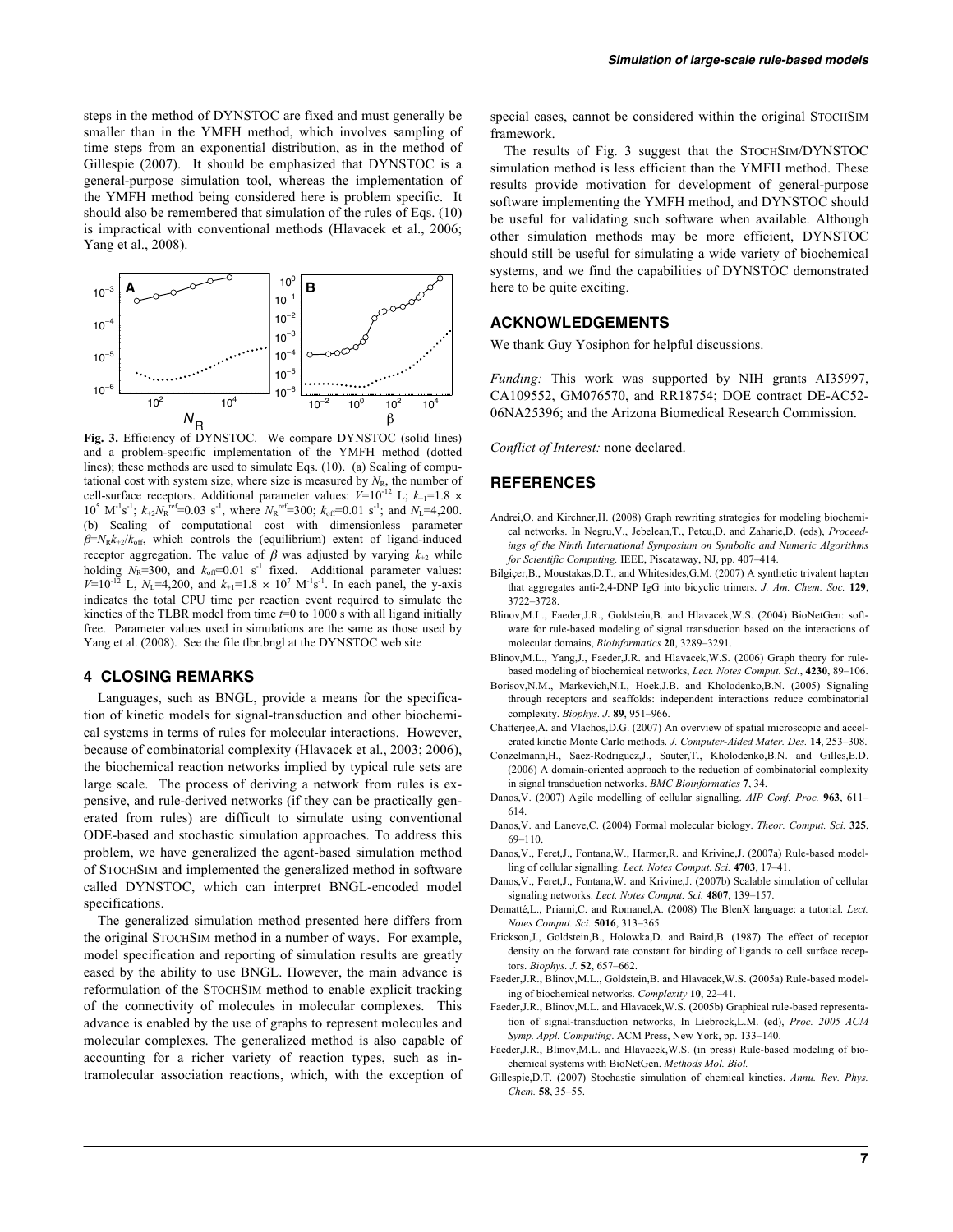steps in the method of DYNSTOC are fixed and must generally be smaller than in the YMFH method, which involves sampling of time steps from an exponential distribution, as in the method of Gillespie (2007). It should be emphasized that DYNSTOC is a general-purpose simulation tool, whereas the implementation of the YMFH method being considered here is problem specific. It should also be remembered that simulation of the rules of Eqs. (10) is impractical with conventional methods (Hlavacek et al., 2006; Yang et al., 2008).

**Fig. 3.** Efficiency of DYNSTOC. We compare DYNSTOC (solid lines) and a problem-specific implementation of the YMFH method (dotted lines); these methods are used to simulate Eqs. (10). (a) Scaling of computational cost with system size, where size is measured by $N_R$, the number of cell-surface receptors. Additional parameter values: $V$=10$^{-12}$ L; $k_{+1}$=1.8 × 10$^5$ M$^{-1}$s$^{-1}$; $k_{+2}N_R^{ref}$=0.03 s$^{-1}$, where $N_R^{ref}$=300; $k_{off}$=0.01 s$^{-1}$; and $N_L$=4,200. (b) Scaling of computational cost with dimensionless parameter $\beta$=$N_R k_{+2}/k_{off}$, which controls the (equilibrium) extent of ligand-induced receptor aggregation. The value of $\beta$ was adjusted by varying $k_{+2}$ while holding $N_R$=300, and $k_{off}$=0.01 s$^{-1}$ fixed. Additional parameter values: $V$=10$^{-12}$ L, $N_L$=4,200, and $k_{+1}$=1.8 × 10$^7$ M$^{-1}$s$^{-1}$. In each panel, the y-axis indicates the total CPU time per reaction event required to simulate the kinetics of the TLBR model from time $t$=0 to 1000 s with all ligand initially free. Parameter values used in simulations are the same as those used by Yang et al. (2008). See the file tlbr.bngl at the DYNSTOC web site

## 4 CLOSING REMARKS

Languages, such as BNGL, provide a means for the specification of kinetic models for signal-transduction and other biochemical systems in terms of rules for molecular interactions. However, because of combinatorial complexity (Hlavacek et al., 2003; 2006), the biochemical reaction networks implied by typical rule sets are large scale. The process of deriving a network from rules is expensive, and rule-derived networks (if they can be practically generated from rules) are difficult to simulate using conventional ODE-based and stochastic simulation approaches. To address this problem, we have generalized the agent-based simulation method of STOCHSIM and implemented the generalized method in software called DYNSTOC, which can interpret BNGL-encoded model specifications.

The generalized simulation method presented here differs from the original STOCHSIM method in a number of ways. For example, model specification and reporting of simulation results are greatly eased by the ability to use BNGL. However, the main advance is reformulation of the STOCHSIM method to enable explicit tracking of the connectivity of molecules in molecular complexes. This advance is enabled by the use of graphs to represent molecules and molecular complexes. The generalized method is also capable of accounting for a richer variety of reaction types, such as intramolecular association reactions, which, with the exception of special cases, cannot be considered within the original STOCHSIM framework.

The results of Fig. 3 suggest that the STOCHSIM/DYNSTOC simulation method is less efficient than the YMFH method. These results provide motivation for development of general-purpose software implementing the YMFH method, and DYNSTOC should be useful for validating such software when available. Although other simulation methods may be more efficient, DYNSTOC should still be useful for simulating a wide variety of biochemical systems, and we find the capabilities of DYNSTOC demonstrated here to be quite exciting.

## ACKNOWLEDGEMENTS

We thank Guy Yosiphon for helpful discussions.

*Funding:* This work was supported by NIH grants AI35997, CA109552, GM076570, and RR18754; DOE contract DE-AC52-06NA25396; and the Arizona Biomedical Research Commission.

*Conflict of Interest:* none declared.

## REFERENCES

Andrei,O. and Kirchner,H. (2008) Graph rewriting strategies for modeling biochemical networks. In Negru,V., Jebelean,T., Petcu,D. and Zaharie,D. (eds), *Proceedings of the Ninth International Symposium on Symbolic and Numeric Algorithms for Scientific Computing.* IEEE, Piscataway, NJ, pp. 407–414.

Bilgiçer,B., Moustakas,D.T., and Whitesides,G.M. (2007) A synthetic trivalent hapten that aggregates anti-2,4-DNP IgG into bicyclic trimers. *J. Am. Chem. Soc.* **129**, 3722–3728.

Blinov,M.L., Faeder,J.R., Goldstein,B. and Hlavacek,W.S. (2004) BioNetGen: software for rule-based modeling of signal transduction based on the interactions of molecular domains, *Bioinformatics* **20**, 3289–3291.

Blinov,M.L., Yang,J., Faeder,J.R. and Hlavacek,W.S. (2006) Graph theory for rule-based modeling of biochemical networks, *Lect. Notes Comput. Sci.*, **4230**, 89–106.

Borisov,N.M., Markevich,N.I., Hoek,J.B. and Kholodenko,B.N. (2005) Signaling through receptors and scaffolds: independent interactions reduce combinatorial complexity. *Biophys. J.* **89**, 951–966.

Chatterjee,A. and Vlachos,D.G. (2007) An overview of spatial microscopic and accelerated kinetic Monte Carlo methods. *J. Computer-Aided Mater. Des.* **14**, 253–308.

Conzelmann,H., Saez-Rodriguez,J., Sauter,T., Kholodenko,B.N. and Gilles,E.D. (2006) A domain-oriented approach to the reduction of combinatorial complexity in signal transduction networks. *BMC Bioinformatics* **7**, 34.

Danos,V. (2007) Agile modelling of cellular signalling. *AIP Conf. Proc.* **963**, 611–614.

Danos,V. and Laneve,C. (2004) Formal molecular biology. *Theor. Comput. Sci.* **325**, 69–110.

Danos,V., Feret,J., Fontana,W., Harmer,R. and Krivine,J. (2007a) Rule-based modelling of cellular signalling. *Lect. Notes Comput. Sci.* **4703**, 17–41.

Danos,V., Feret,J., Fontana,W. and Krivine,J. (2007b) Scalable simulation of cellular signaling networks. *Lect. Notes Comput. Sci.* **4807**, 139–157.

Dematté,L., Priami,C. and Romanel,A. (2008) The BlenX language: a tutorial. *Lect. Notes Comput. Sci.* **5016**, 313–365.

Erickson,J., Goldstein,B., Holowka,D. and Baird,B. (1987) The effect of receptor density on the forward rate constant for binding of ligands to cell surface receptors. *Biophys. J.* **52**, 657–662.

Faeder,J.R., Blinov,M.L., Goldstein,B. and Hlavacek,W.S. (2005a) Rule-based modeling of biochemical networks. *Complexity* **10**, 22–41.

Faeder,J.R., Blinov,M.L. and Hlavacek,W.S. (2005b) Graphical rule-based representation of signal-transduction networks, In Liebrock,L.M. (ed), *Proc. 2005 ACM Symp. Appl. Computing*. ACM Press, New York, pp. 133–140.

Faeder,J.R., Blinov,M.L. and Hlavacek,W.S. (in press) Rule-based modeling of biochemical systems with BioNetGen. *Methods Mol. Biol.*

Gillespie,D.T. (2007) Stochastic simulation of chemical kinetics. *Annu. Rev. Phys. Chem.* **58**, 35–55.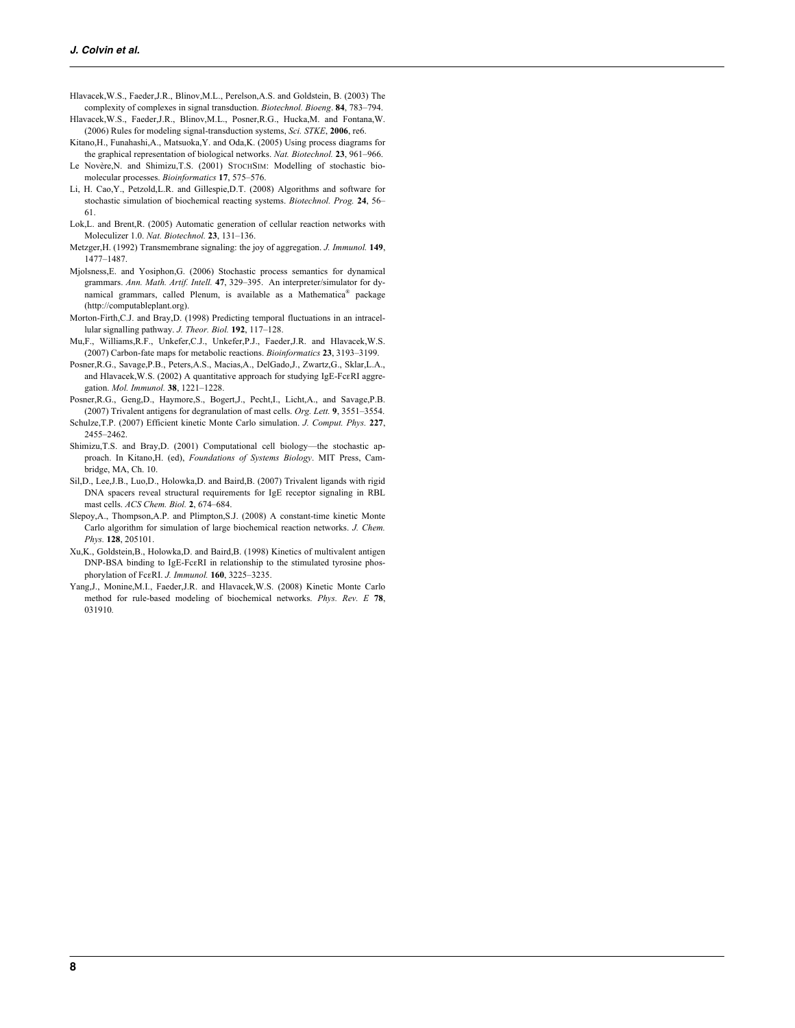Hlavacek,W.S., Faeder,J.R., Blinov,M.L., Perelson,A.S. and Goldstein, B. (2003) The complexity of complexes in signal transduction. *Biotechnol. Bioeng*. **84**, 783–794.

Hlavacek,W.S., Faeder,J.R., Blinov,M.L., Posner,R.G., Hucka,M. and Fontana,W. (2006) Rules for modeling signal-transduction systems, *Sci. STKE*, **2006**, re6.

Kitano,H., Funahashi,A., Matsuoka,Y. and Oda,K. (2005) Using process diagrams for the graphical representation of biological networks. *Nat. Biotechnol.* **23**, 961–966.

Le Novère,N. and Shimizu,T.S. (2001) StochSim: Modelling of stochastic biomolecular processes. *Bioinformatics* **17**, 575–576.

Li, H. Cao,Y., Petzold,L.R. and Gillespie,D.T. (2008) Algorithms and software for stochastic simulation of biochemical reacting systems. *Biotechnol. Prog.* **24**, 56–61.

Lok,L. and Brent,R. (2005) Automatic generation of cellular reaction networks with Moleculizer 1.0. *Nat. Biotechnol.* **23**, 131–136.

Metzger,H. (1992) Transmembrane signaling: the joy of aggregation. *J. Immunol.* **149**, 1477–1487.

Mjolsness,E. and Yosiphon,G. (2006) Stochastic process semantics for dynamical grammars. *Ann. Math. Artif. Intell.* **47**, 329–395. An interpreter/simulator for dynamical grammars, called Plenum, is available as a Mathematica® package (http://computableplant.org).

Morton-Firth,C.J. and Bray,D. (1998) Predicting temporal fluctuations in an intracellular signalling pathway. *J. Theor. Biol.* **192**, 117–128.

Mu,F., Williams,R.F., Unkefer,C.J., Unkefer,P.J., Faeder,J.R. and Hlavacek,W.S. (2007) Carbon-fate maps for metabolic reactions. *Bioinformatics* **23**, 3193–3199.

Posner,R.G., Savage,P.B., Peters,A.S., Macias,A., DelGado,J., Zwartz,G., Sklar,L.A., and Hlavacek,W.S. (2002) A quantitative approach for studying IgE-FcεRI aggregation. *Mol. Immunol.* **38**, 1221–1228.

Posner,R.G., Geng,D., Haymore,S., Bogert,J., Pecht,I., Licht,A., and Savage,P.B. (2007) Trivalent antigens for degranulation of mast cells. *Org. Lett.* **9**, 3551–3554.

Schulze,T.P. (2007) Efficient kinetic Monte Carlo simulation. *J. Comput. Phys.* **227**, 2455–2462.

Shimizu,T.S. and Bray,D. (2001) Computational cell biology—the stochastic approach. In Kitano,H. (ed), *Foundations of Systems Biology*. MIT Press, Cambridge, MA, Ch. 10.

Sil,D., Lee,J.B., Luo,D., Holowka,D. and Baird,B. (2007) Trivalent ligands with rigid DNA spacers reveal structural requirements for IgE receptor signaling in RBL mast cells. *ACS Chem. Biol.* **2**, 674–684.

Slepoy,A., Thompson,A.P. and Plimpton,S.J. (2008) A constant-time kinetic Monte Carlo algorithm for simulation of large biochemical reaction networks. *J. Chem. Phys.* **128**, 205101.

Xu,K., Goldstein,B., Holowka,D. and Baird,B. (1998) Kinetics of multivalent antigen DNP-BSA binding to IgE-FcεRI in relationship to the stimulated tyrosine phosphorylation of FcεRI. *J. Immunol.* **160**, 3225–3235.

Yang,J., Monine,M.I., Faeder,J.R. and Hlavacek,W.S. (2008) Kinetic Monte Carlo method for rule-based modeling of biochemical networks. *Phys. Rev. E* **78**, 031910.